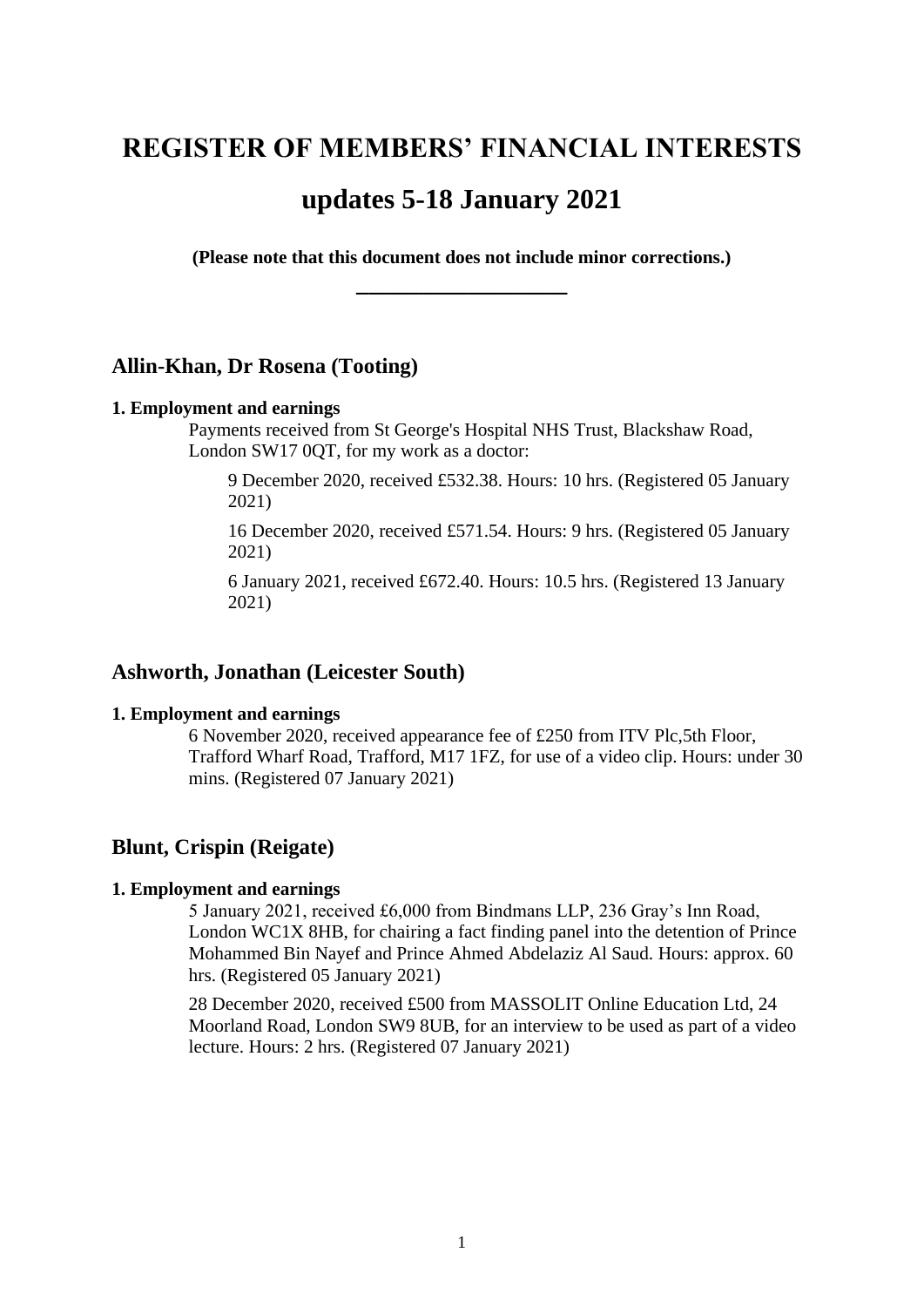# REGISTER OF MEMBERS' FINANCIAL INTERESTS

# updates 5-18 January 2021

**(Please note that this document does not include minor corrections.)**

---

## Allin-Khan, Dr Rosena (Tooting)

**1. Employment and earnings**

Payments received from St George's Hospital NHS Trust, Blackshaw Road, London SW17 0QT, for my work as a doctor:

9 December 2020, received £532.38. Hours: 10 hrs. (Registered 05 January 2021)

16 December 2020, received £571.54. Hours: 9 hrs. (Registered 05 January 2021)

6 January 2021, received £672.40. Hours: 10.5 hrs. (Registered 13 January 2021)

## Ashworth, Jonathan (Leicester South)

**1. Employment and earnings**

6 November 2020, received appearance fee of £250 from ITV Plc,5th Floor, Trafford Wharf Road, Trafford, M17 1FZ, for use of a video clip. Hours: under 30 mins. (Registered 07 January 2021)

## Blunt, Crispin (Reigate)

**1. Employment and earnings**

5 January 2021, received £6,000 from Bindmans LLP, 236 Gray's Inn Road, London WC1X 8HB, for chairing a fact finding panel into the detention of Prince Mohammed Bin Nayef and Prince Ahmed Abdelaziz Al Saud. Hours: approx. 60 hrs. (Registered 05 January 2021)

28 December 2020, received £500 from MASSOLIT Online Education Ltd, 24 Moorland Road, London SW9 8UB, for an interview to be used as part of a video lecture. Hours: 2 hrs. (Registered 07 January 2021)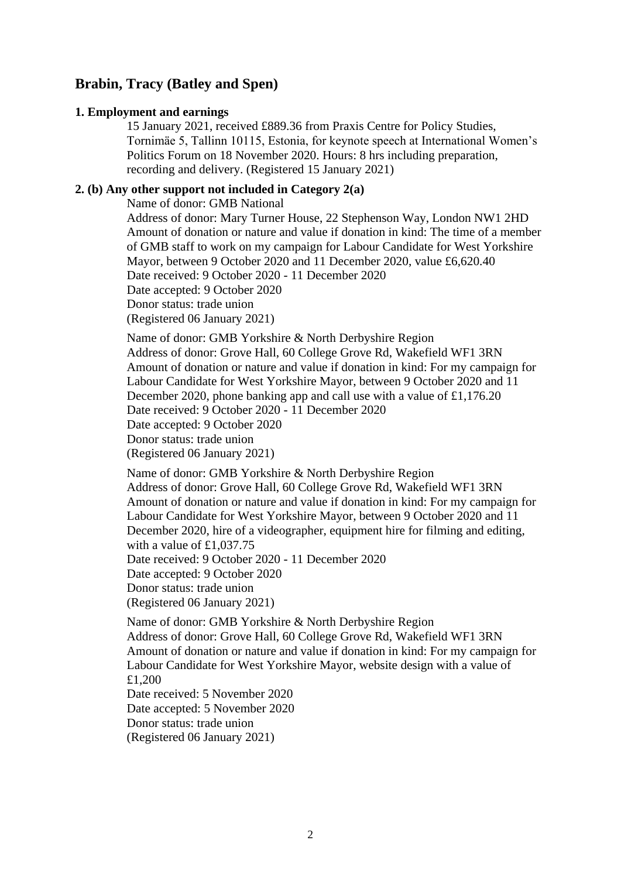## Brabin, Tracy (Batley and Spen)

**1. Employment and earnings**

15 January 2021, received £889.36 from Praxis Centre for Policy Studies, Tornimäe 5, Tallinn 10115, Estonia, for keynote speech at International Women's Politics Forum on 18 November 2020. Hours: 8 hrs including preparation, recording and delivery. (Registered 15 January 2021)

**2. (b) Any other support not included in Category 2(a)**

Name of donor: GMB National
Address of donor: Mary Turner House, 22 Stephenson Way, London NW1 2HD
Amount of donation or nature and value if donation in kind: The time of a member of GMB staff to work on my campaign for Labour Candidate for West Yorkshire Mayor, between 9 October 2020 and 11 December 2020, value £6,620.40
Date received: 9 October 2020 - 11 December 2020
Date accepted: 9 October 2020
Donor status: trade union
(Registered 06 January 2021)

Name of donor: GMB Yorkshire & North Derbyshire Region
Address of donor: Grove Hall, 60 College Grove Rd, Wakefield WF1 3RN
Amount of donation or nature and value if donation in kind: For my campaign for Labour Candidate for West Yorkshire Mayor, between 9 October 2020 and 11 December 2020, phone banking app and call use with a value of £1,176.20
Date received: 9 October 2020 - 11 December 2020
Date accepted: 9 October 2020
Donor status: trade union
(Registered 06 January 2021)

Name of donor: GMB Yorkshire & North Derbyshire Region
Address of donor: Grove Hall, 60 College Grove Rd, Wakefield WF1 3RN
Amount of donation or nature and value if donation in kind: For my campaign for Labour Candidate for West Yorkshire Mayor, between 9 October 2020 and 11 December 2020, hire of a videographer, equipment hire for filming and editing, with a value of £1,037.75
Date received: 9 October 2020 - 11 December 2020
Date accepted: 9 October 2020
Donor status: trade union
(Registered 06 January 2021)

Name of donor: GMB Yorkshire & North Derbyshire Region
Address of donor: Grove Hall, 60 College Grove Rd, Wakefield WF1 3RN
Amount of donation or nature and value if donation in kind: For my campaign for Labour Candidate for West Yorkshire Mayor, website design with a value of £1,200
Date received: 5 November 2020
Date accepted: 5 November 2020
Donor status: trade union
(Registered 06 January 2021)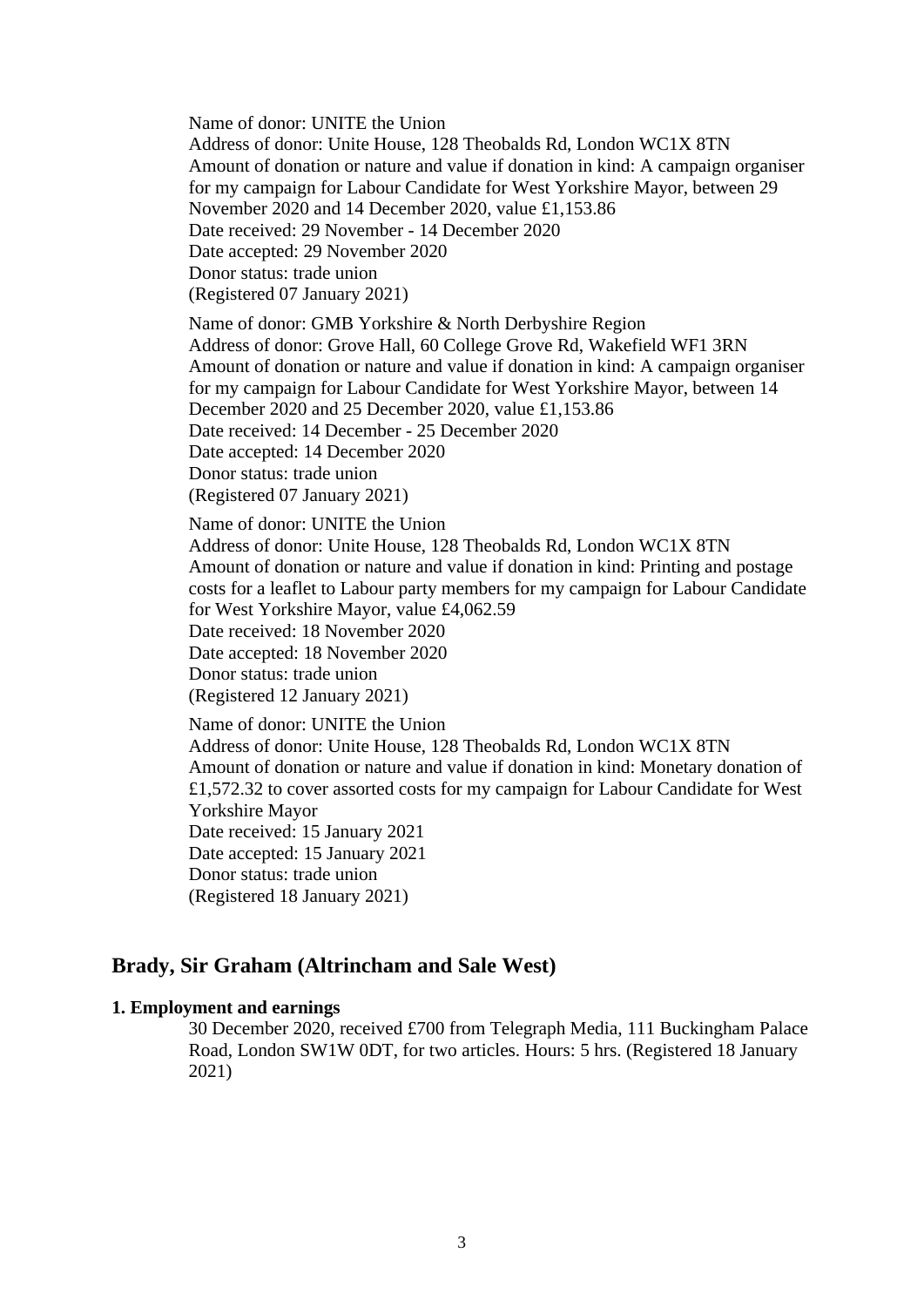Name of donor: UNITE the Union
Address of donor: Unite House, 128 Theobalds Rd, London WC1X 8TN
Amount of donation or nature and value if donation in kind: A campaign organiser for my campaign for Labour Candidate for West Yorkshire Mayor, between 29 November 2020 and 14 December 2020, value £1,153.86
Date received: 29 November - 14 December 2020
Date accepted: 29 November 2020
Donor status: trade union
(Registered 07 January 2021)

Name of donor: GMB Yorkshire & North Derbyshire Region
Address of donor: Grove Hall, 60 College Grove Rd, Wakefield WF1 3RN
Amount of donation or nature and value if donation in kind: A campaign organiser for my campaign for Labour Candidate for West Yorkshire Mayor, between 14 December 2020 and 25 December 2020, value £1,153.86
Date received: 14 December - 25 December 2020
Date accepted: 14 December 2020
Donor status: trade union
(Registered 07 January 2021)

Name of donor: UNITE the Union
Address of donor: Unite House, 128 Theobalds Rd, London WC1X 8TN
Amount of donation or nature and value if donation in kind: Printing and postage costs for a leaflet to Labour party members for my campaign for Labour Candidate for West Yorkshire Mayor, value £4,062.59
Date received: 18 November 2020
Date accepted: 18 November 2020
Donor status: trade union
(Registered 12 January 2021)

Name of donor: UNITE the Union
Address of donor: Unite House, 128 Theobalds Rd, London WC1X 8TN
Amount of donation or nature and value if donation in kind: Monetary donation of £1,572.32 to cover assorted costs for my campaign for Labour Candidate for West Yorkshire Mayor
Date received: 15 January 2021
Date accepted: 15 January 2021
Donor status: trade union
(Registered 18 January 2021)

## Brady, Sir Graham (Altrincham and Sale West)

**1. Employment and earnings**

30 December 2020, received £700 from Telegraph Media, 111 Buckingham Palace Road, London SW1W 0DT, for two articles. Hours: 5 hrs. (Registered 18 January 2021)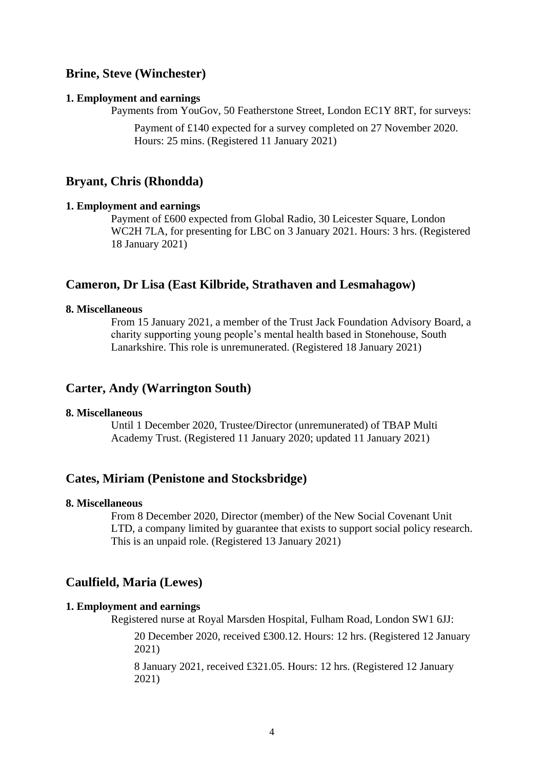## Brine, Steve (Winchester)

**1. Employment and earnings**

Payments from YouGov, 50 Featherstone Street, London EC1Y 8RT, for surveys:

Payment of £140 expected for a survey completed on 27 November 2020. Hours: 25 mins. (Registered 11 January 2021)

## Bryant, Chris (Rhondda)

**1. Employment and earnings**

Payment of £600 expected from Global Radio, 30 Leicester Square, London WC2H 7LA, for presenting for LBC on 3 January 2021. Hours: 3 hrs. (Registered 18 January 2021)

## Cameron, Dr Lisa (East Kilbride, Strathaven and Lesmahagow)

**8. Miscellaneous**

From 15 January 2021, a member of the Trust Jack Foundation Advisory Board, a charity supporting young people's mental health based in Stonehouse, South Lanarkshire. This role is unremunerated. (Registered 18 January 2021)

## Carter, Andy (Warrington South)

**8. Miscellaneous**

Until 1 December 2020, Trustee/Director (unremunerated) of TBAP Multi Academy Trust. (Registered 11 January 2020; updated 11 January 2021)

## Cates, Miriam (Penistone and Stocksbridge)

**8. Miscellaneous**

From 8 December 2020, Director (member) of the New Social Covenant Unit LTD, a company limited by guarantee that exists to support social policy research. This is an unpaid role. (Registered 13 January 2021)

## Caulfield, Maria (Lewes)

**1. Employment and earnings**

Registered nurse at Royal Marsden Hospital, Fulham Road, London SW1 6JJ:

20 December 2020, received £300.12. Hours: 12 hrs. (Registered 12 January 2021)

8 January 2021, received £321.05. Hours: 12 hrs. (Registered 12 January 2021)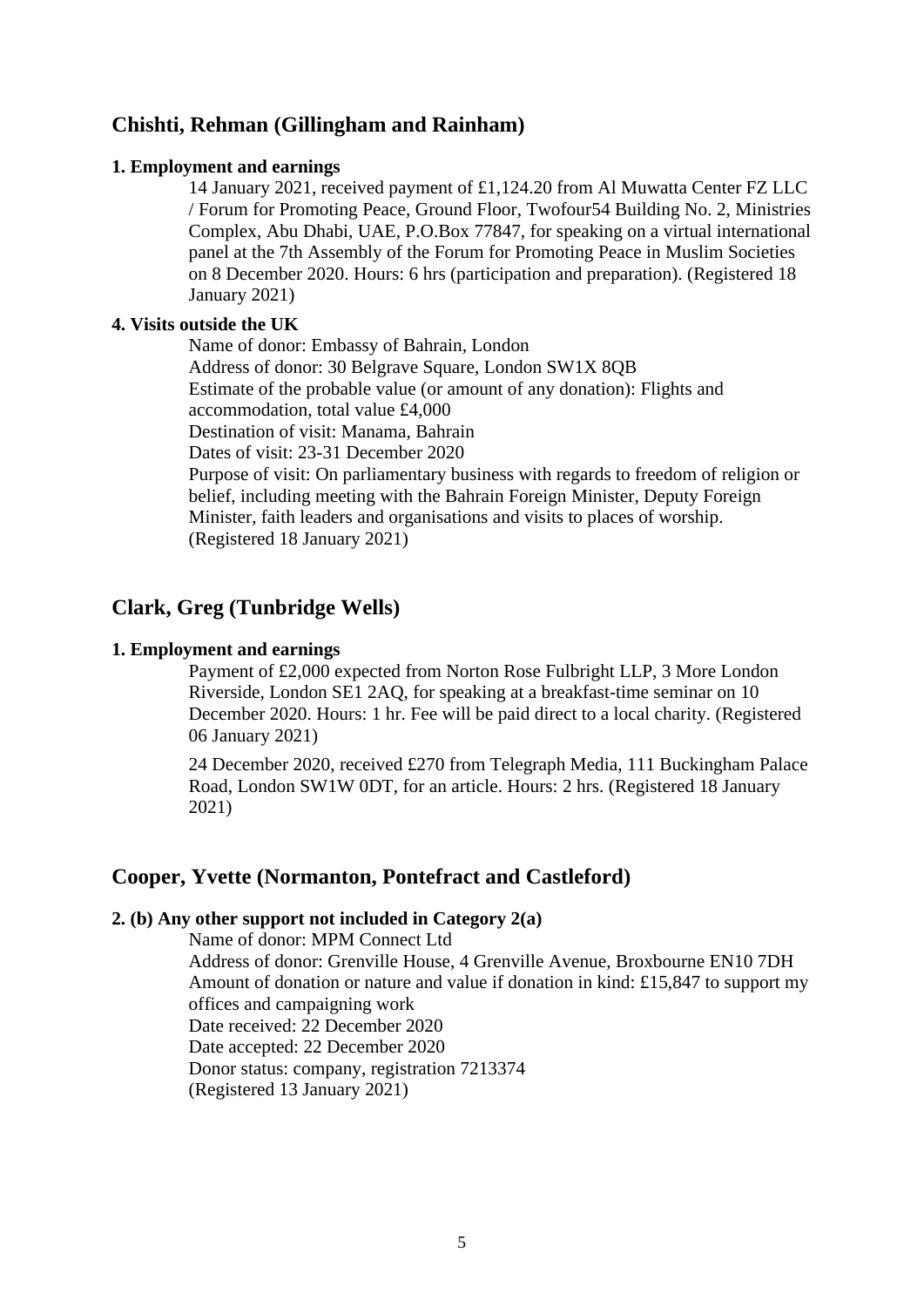## Chishti, Rehman (Gillingham and Rainham)

**1. Employment and earnings**

14 January 2021, received payment of £1,124.20 from Al Muwatta Center FZ LLC / Forum for Promoting Peace, Ground Floor, Twofour54 Building No. 2, Ministries Complex, Abu Dhabi, UAE, P.O.Box 77847, for speaking on a virtual international panel at the 7th Assembly of the Forum for Promoting Peace in Muslim Societies on 8 December 2020. Hours: 6 hrs (participation and preparation). (Registered 18 January 2021)

**4. Visits outside the UK**

Name of donor: Embassy of Bahrain, London
Address of donor: 30 Belgrave Square, London SW1X 8QB
Estimate of the probable value (or amount of any donation): Flights and accommodation, total value £4,000
Destination of visit: Manama, Bahrain
Dates of visit: 23-31 December 2020
Purpose of visit: On parliamentary business with regards to freedom of religion or belief, including meeting with the Bahrain Foreign Minister, Deputy Foreign Minister, faith leaders and organisations and visits to places of worship.
(Registered 18 January 2021)

## Clark, Greg (Tunbridge Wells)

**1. Employment and earnings**

Payment of £2,000 expected from Norton Rose Fulbright LLP, 3 More London Riverside, London SE1 2AQ, for speaking at a breakfast-time seminar on 10 December 2020. Hours: 1 hr. Fee will be paid direct to a local charity. (Registered 06 January 2021)

24 December 2020, received £270 from Telegraph Media, 111 Buckingham Palace Road, London SW1W 0DT, for an article. Hours: 2 hrs. (Registered 18 January 2021)

## Cooper, Yvette (Normanton, Pontefract and Castleford)

**2. (b) Any other support not included in Category 2(a)**

Name of donor: MPM Connect Ltd
Address of donor: Grenville House, 4 Grenville Avenue, Broxbourne EN10 7DH
Amount of donation or nature and value if donation in kind: £15,847 to support my offices and campaigning work
Date received: 22 December 2020
Date accepted: 22 December 2020
Donor status: company, registration 7213374
(Registered 13 January 2021)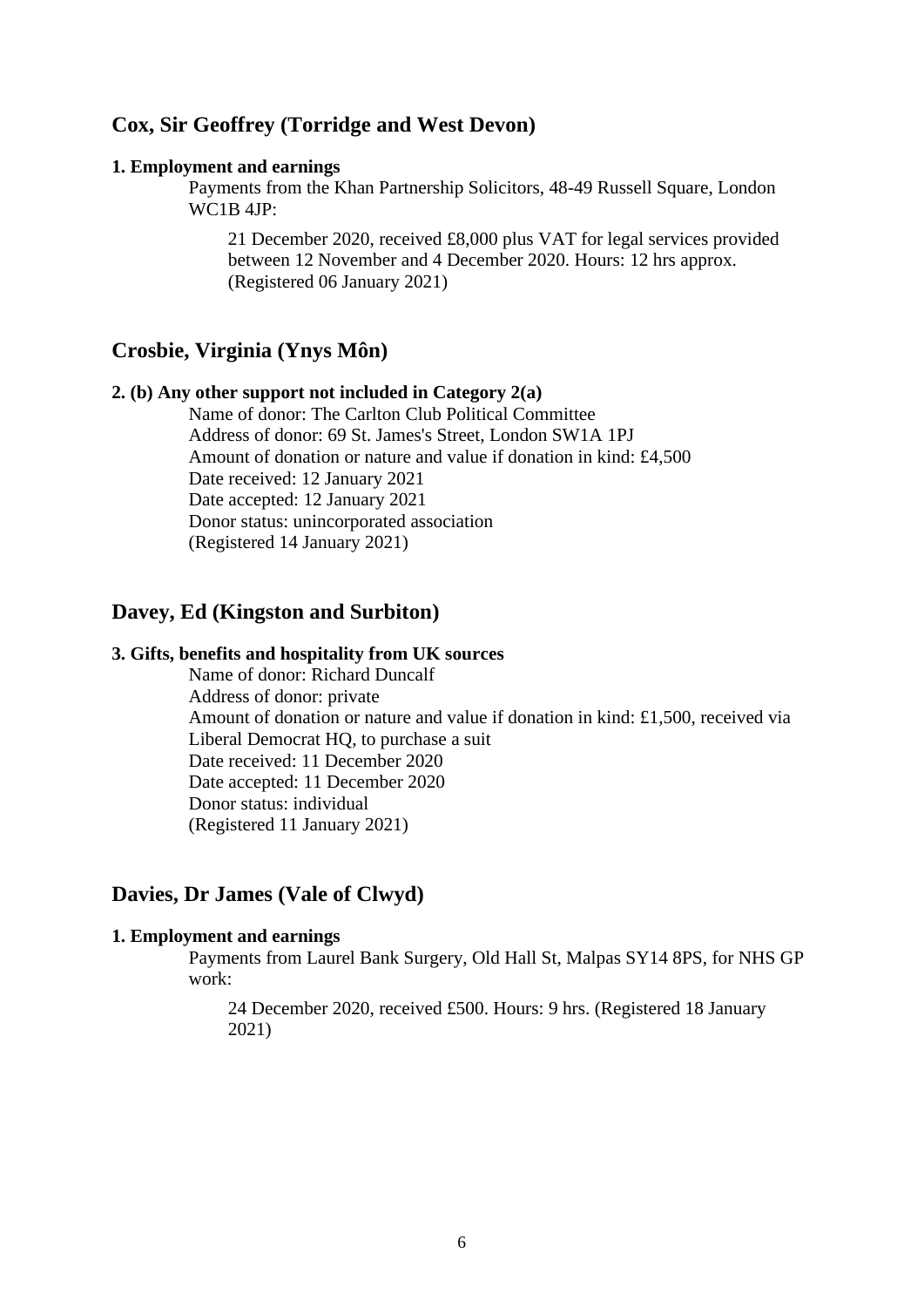## Cox, Sir Geoffrey (Torridge and West Devon)

**1. Employment and earnings**

Payments from the Khan Partnership Solicitors, 48-49 Russell Square, London WC1B 4JP:

21 December 2020, received £8,000 plus VAT for legal services provided between 12 November and 4 December 2020. Hours: 12 hrs approx. (Registered 06 January 2021)

## Crosbie, Virginia (Ynys Môn)

**2. (b) Any other support not included in Category 2(a)**

Name of donor: The Carlton Club Political Committee
Address of donor: 69 St. James's Street, London SW1A 1PJ
Amount of donation or nature and value if donation in kind: £4,500
Date received: 12 January 2021
Date accepted: 12 January 2021
Donor status: unincorporated association
(Registered 14 January 2021)

## Davey, Ed (Kingston and Surbiton)

**3. Gifts, benefits and hospitality from UK sources**

Name of donor: Richard Duncalf
Address of donor: private
Amount of donation or nature and value if donation in kind: £1,500, received via Liberal Democrat HQ, to purchase a suit
Date received: 11 December 2020
Date accepted: 11 December 2020
Donor status: individual
(Registered 11 January 2021)

## Davies, Dr James (Vale of Clwyd)

**1. Employment and earnings**

Payments from Laurel Bank Surgery, Old Hall St, Malpas SY14 8PS, for NHS GP work:

24 December 2020, received £500. Hours: 9 hrs. (Registered 18 January 2021)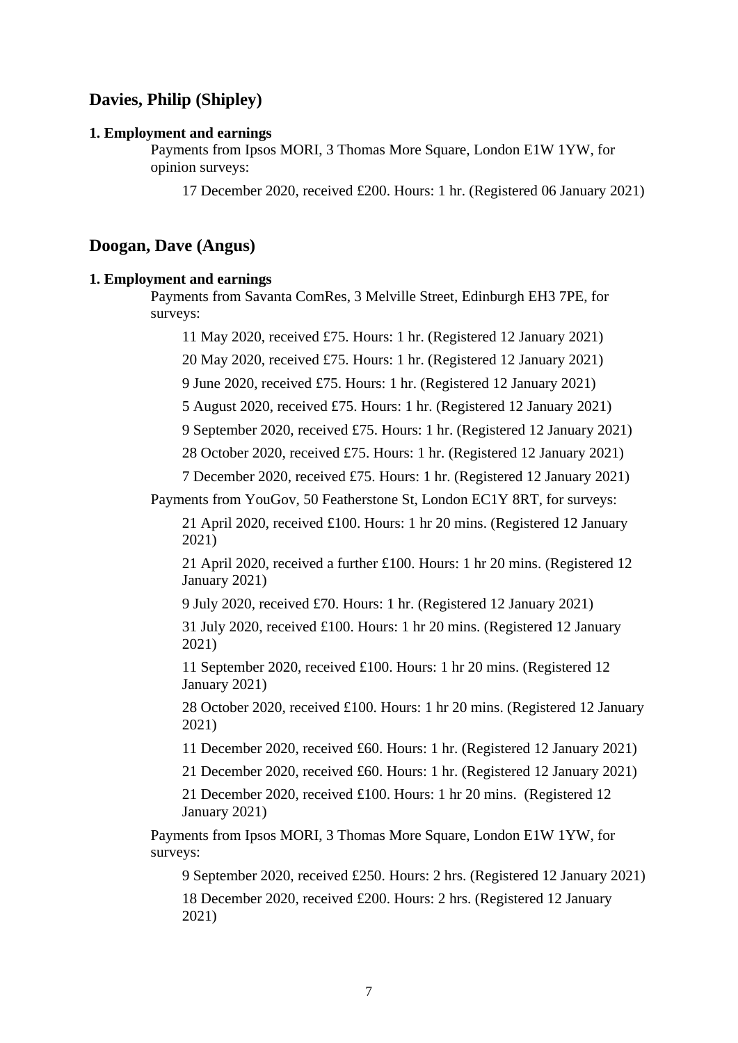## Davies, Philip (Shipley)

**1. Employment and earnings**

Payments from Ipsos MORI, 3 Thomas More Square, London E1W 1YW, for opinion surveys:

17 December 2020, received £200. Hours: 1 hr. (Registered 06 January 2021)

## Doogan, Dave (Angus)

**1. Employment and earnings**

Payments from Savanta ComRes, 3 Melville Street, Edinburgh EH3 7PE, for surveys:

11 May 2020, received £75. Hours: 1 hr. (Registered 12 January 2021)

20 May 2020, received £75. Hours: 1 hr. (Registered 12 January 2021)

9 June 2020, received £75. Hours: 1 hr. (Registered 12 January 2021)

5 August 2020, received £75. Hours: 1 hr. (Registered 12 January 2021)

9 September 2020, received £75. Hours: 1 hr. (Registered 12 January 2021)

28 October 2020, received £75. Hours: 1 hr. (Registered 12 January 2021)

7 December 2020, received £75. Hours: 1 hr. (Registered 12 January 2021)

Payments from YouGov, 50 Featherstone St, London EC1Y 8RT, for surveys:

21 April 2020, received £100. Hours: 1 hr 20 mins. (Registered 12 January 2021)

21 April 2020, received a further £100. Hours: 1 hr 20 mins. (Registered 12 January 2021)

9 July 2020, received £70. Hours: 1 hr. (Registered 12 January 2021)

31 July 2020, received £100. Hours: 1 hr 20 mins. (Registered 12 January 2021)

11 September 2020, received £100. Hours: 1 hr 20 mins. (Registered 12 January 2021)

28 October 2020, received £100. Hours: 1 hr 20 mins. (Registered 12 January 2021)

11 December 2020, received £60. Hours: 1 hr. (Registered 12 January 2021)

21 December 2020, received £60. Hours: 1 hr. (Registered 12 January 2021)

21 December 2020, received £100. Hours: 1 hr 20 mins. (Registered 12 January 2021)

Payments from Ipsos MORI, 3 Thomas More Square, London E1W 1YW, for surveys:

9 September 2020, received £250. Hours: 2 hrs. (Registered 12 January 2021)

18 December 2020, received £200. Hours: 2 hrs. (Registered 12 January 2021)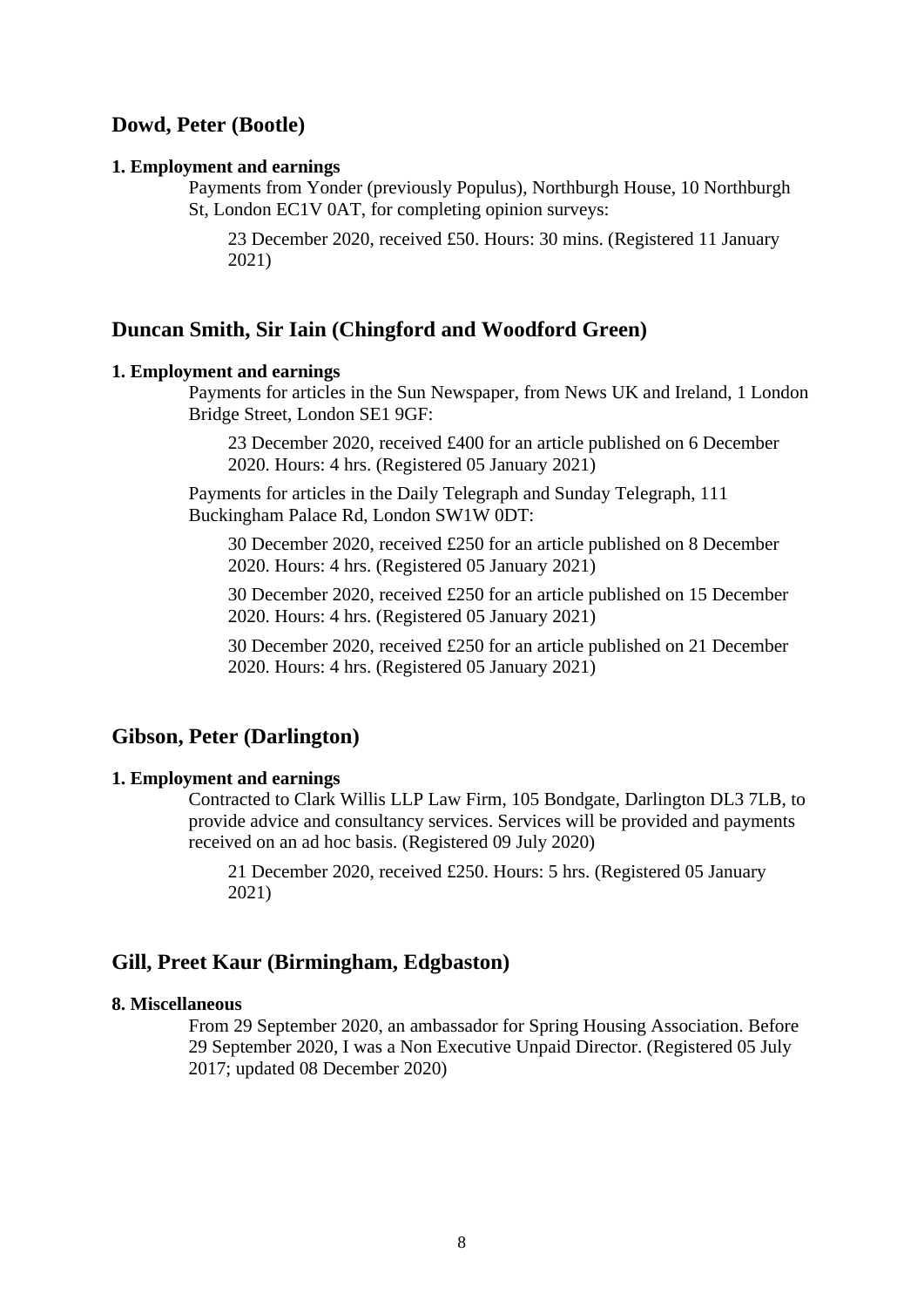## Dowd, Peter (Bootle)

**1. Employment and earnings**

Payments from Yonder (previously Populus), Northburgh House, 10 Northburgh St, London EC1V 0AT, for completing opinion surveys:

23 December 2020, received £50. Hours: 30 mins. (Registered 11 January 2021)

## Duncan Smith, Sir Iain (Chingford and Woodford Green)

**1. Employment and earnings**

Payments for articles in the Sun Newspaper, from News UK and Ireland, 1 London Bridge Street, London SE1 9GF:

23 December 2020, received £400 for an article published on 6 December 2020. Hours: 4 hrs. (Registered 05 January 2021)

Payments for articles in the Daily Telegraph and Sunday Telegraph, 111 Buckingham Palace Rd, London SW1W 0DT:

30 December 2020, received £250 for an article published on 8 December 2020. Hours: 4 hrs. (Registered 05 January 2021)

30 December 2020, received £250 for an article published on 15 December 2020. Hours: 4 hrs. (Registered 05 January 2021)

30 December 2020, received £250 for an article published on 21 December 2020. Hours: 4 hrs. (Registered 05 January 2021)

## Gibson, Peter (Darlington)

**1. Employment and earnings**

Contracted to Clark Willis LLP Law Firm, 105 Bondgate, Darlington DL3 7LB, to provide advice and consultancy services. Services will be provided and payments received on an ad hoc basis. (Registered 09 July 2020)

21 December 2020, received £250. Hours: 5 hrs. (Registered 05 January 2021)

## Gill, Preet Kaur (Birmingham, Edgbaston)

**8. Miscellaneous**

From 29 September 2020, an ambassador for Spring Housing Association. Before 29 September 2020, I was a Non Executive Unpaid Director. (Registered 05 July 2017; updated 08 December 2020)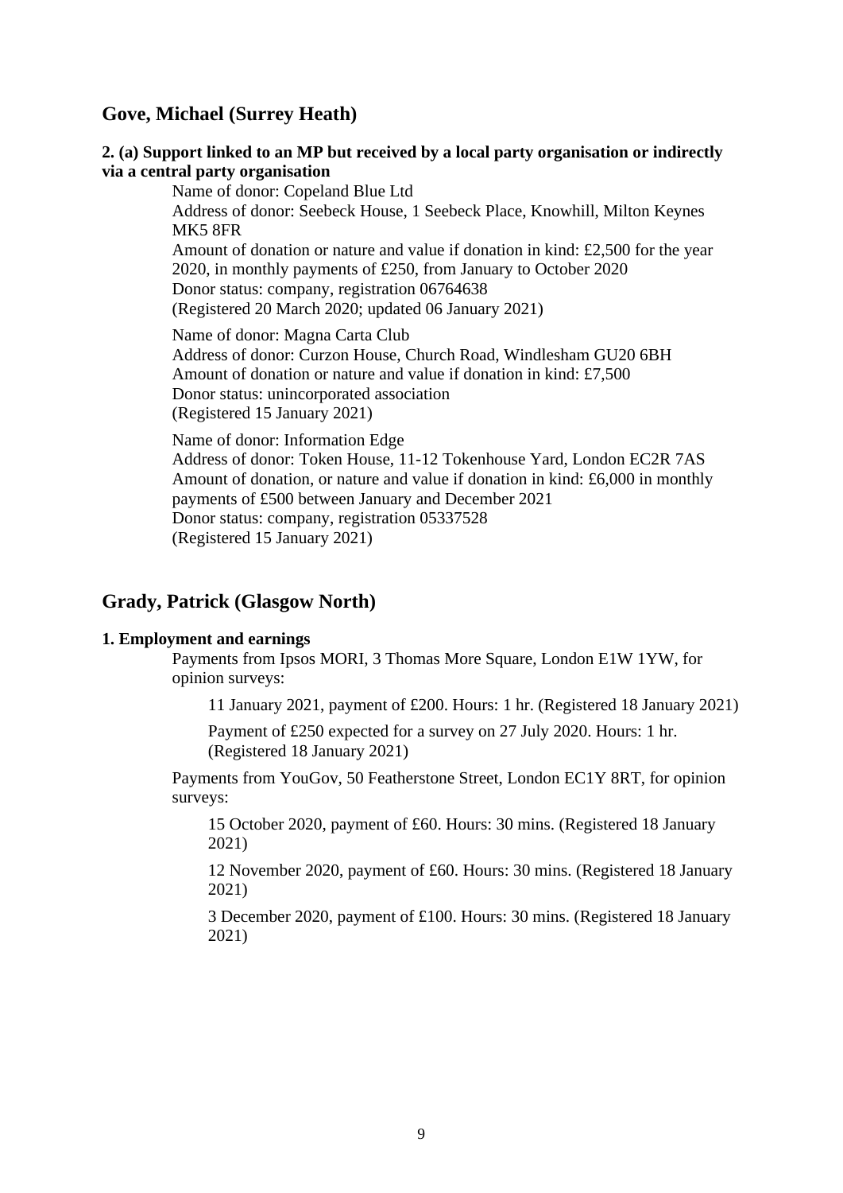## Gove, Michael (Surrey Heath)

**2. (a) Support linked to an MP but received by a local party organisation or indirectly via a central party organisation**

Name of donor: Copeland Blue Ltd
Address of donor: Seebeck House, 1 Seebeck Place, Knowhill, Milton Keynes MK5 8FR
Amount of donation or nature and value if donation in kind: £2,500 for the year 2020, in monthly payments of £250, from January to October 2020
Donor status: company, registration 06764638
(Registered 20 March 2020; updated 06 January 2021)

Name of donor: Magna Carta Club
Address of donor: Curzon House, Church Road, Windlesham GU20 6BH
Amount of donation or nature and value if donation in kind: £7,500
Donor status: unincorporated association
(Registered 15 January 2021)

Name of donor: Information Edge
Address of donor: Token House, 11-12 Tokenhouse Yard, London EC2R 7AS
Amount of donation, or nature and value if donation in kind: £6,000 in monthly payments of £500 between January and December 2021
Donor status: company, registration 05337528
(Registered 15 January 2021)

## Grady, Patrick (Glasgow North)

**1. Employment and earnings**

Payments from Ipsos MORI, 3 Thomas More Square, London E1W 1YW, for opinion surveys:

11 January 2021, payment of £200. Hours: 1 hr. (Registered 18 January 2021)

Payment of £250 expected for a survey on 27 July 2020. Hours: 1 hr. (Registered 18 January 2021)

Payments from YouGov, 50 Featherstone Street, London EC1Y 8RT, for opinion surveys:

15 October 2020, payment of £60. Hours: 30 mins. (Registered 18 January 2021)

12 November 2020, payment of £60. Hours: 30 mins. (Registered 18 January 2021)

3 December 2020, payment of £100. Hours: 30 mins. (Registered 18 January 2021)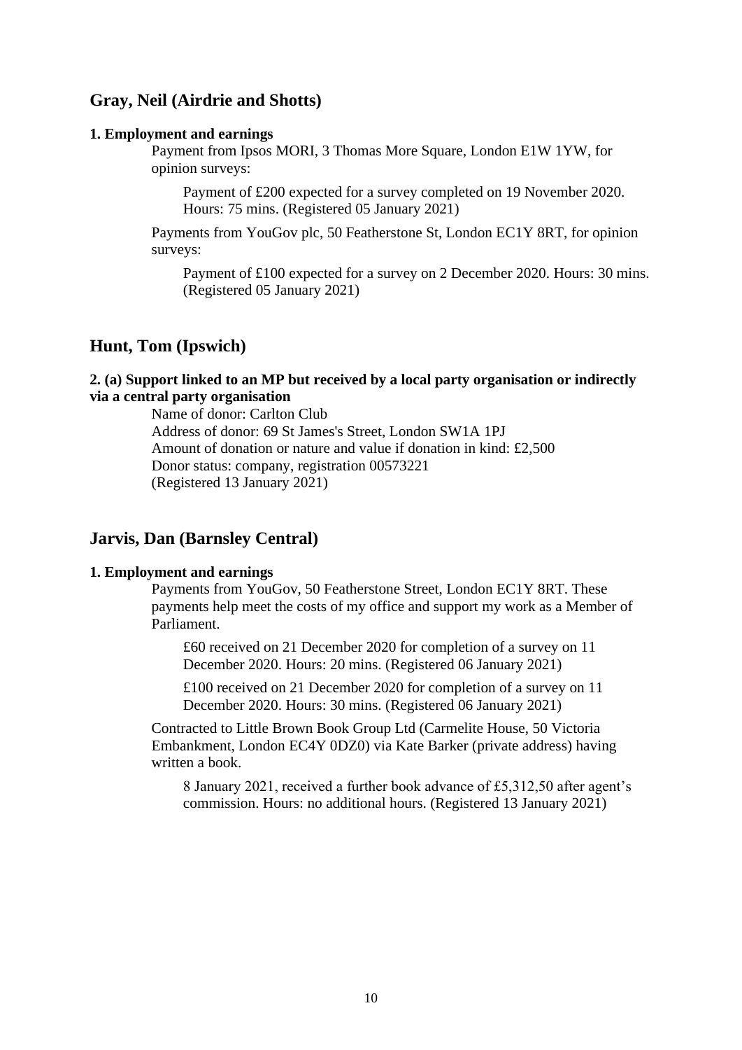## Gray, Neil (Airdrie and Shotts)

**1. Employment and earnings**

Payment from Ipsos MORI, 3 Thomas More Square, London E1W 1YW, for opinion surveys:

Payment of £200 expected for a survey completed on 19 November 2020. Hours: 75 mins. (Registered 05 January 2021)

Payments from YouGov plc, 50 Featherstone St, London EC1Y 8RT, for opinion surveys:

Payment of £100 expected for a survey on 2 December 2020. Hours: 30 mins. (Registered 05 January 2021)

## Hunt, Tom (Ipswich)

**2. (a) Support linked to an MP but received by a local party organisation or indirectly via a central party organisation**

Name of donor: Carlton Club
Address of donor: 69 St James's Street, London SW1A 1PJ
Amount of donation or nature and value if donation in kind: £2,500
Donor status: company, registration 00573221
(Registered 13 January 2021)

## Jarvis, Dan (Barnsley Central)

**1. Employment and earnings**

Payments from YouGov, 50 Featherstone Street, London EC1Y 8RT. These payments help meet the costs of my office and support my work as a Member of Parliament.

£60 received on 21 December 2020 for completion of a survey on 11 December 2020. Hours: 20 mins. (Registered 06 January 2021)

£100 received on 21 December 2020 for completion of a survey on 11 December 2020. Hours: 30 mins. (Registered 06 January 2021)

Contracted to Little Brown Book Group Ltd (Carmelite House, 50 Victoria Embankment, London EC4Y 0DZ0) via Kate Barker (private address) having written a book.

8 January 2021, received a further book advance of £5,312,50 after agent's commission. Hours: no additional hours. (Registered 13 January 2021)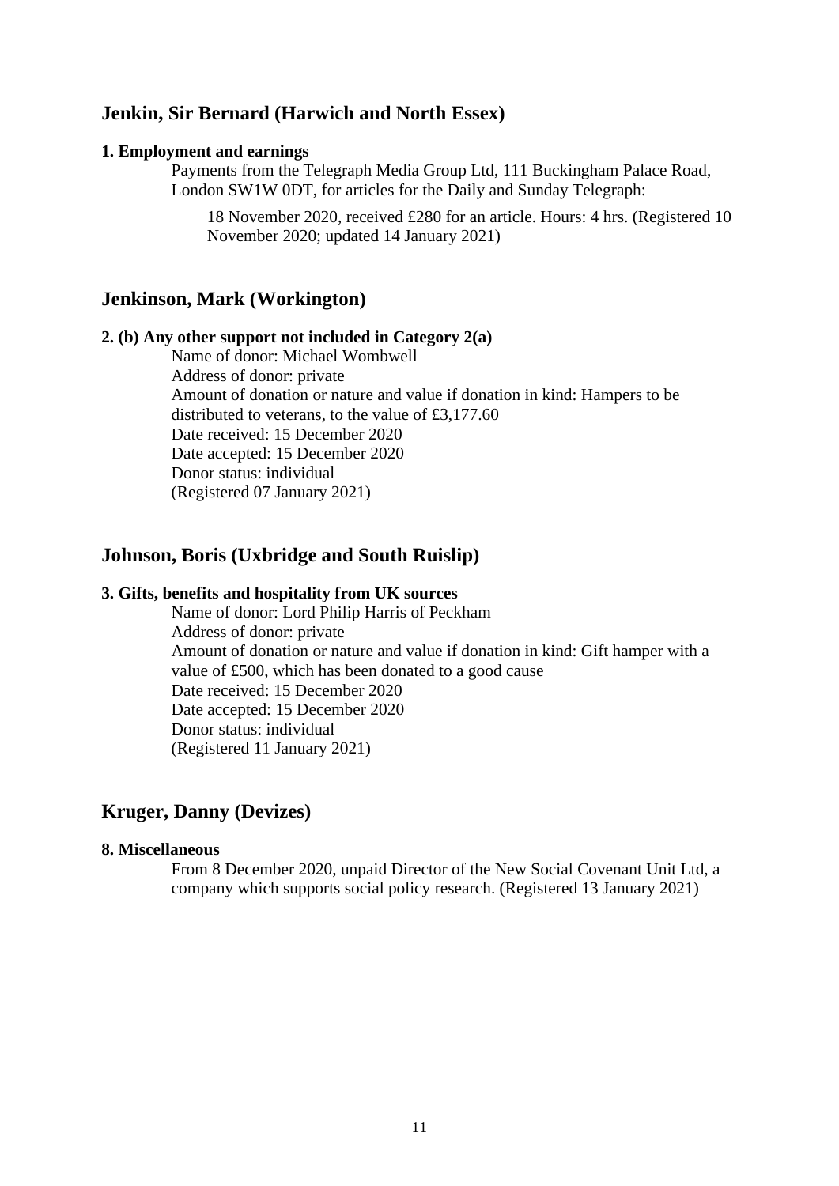## Jenkin, Sir Bernard (Harwich and North Essex)

**1. Employment and earnings**

Payments from the Telegraph Media Group Ltd, 111 Buckingham Palace Road, London SW1W 0DT, for articles for the Daily and Sunday Telegraph:

18 November 2020, received £280 for an article. Hours: 4 hrs. (Registered 10 November 2020; updated 14 January 2021)

## Jenkinson, Mark (Workington)

**2. (b) Any other support not included in Category 2(a)**

Name of donor: Michael Wombwell  
Address of donor: private  
Amount of donation or nature and value if donation in kind: Hampers to be distributed to veterans, to the value of £3,177.60  
Date received: 15 December 2020  
Date accepted: 15 December 2020  
Donor status: individual  
(Registered 07 January 2021)

## Johnson, Boris (Uxbridge and South Ruislip)

**3. Gifts, benefits and hospitality from UK sources**

Name of donor: Lord Philip Harris of Peckham  
Address of donor: private  
Amount of donation or nature and value if donation in kind: Gift hamper with a value of £500, which has been donated to a good cause  
Date received: 15 December 2020  
Date accepted: 15 December 2020  
Donor status: individual  
(Registered 11 January 2021)

## Kruger, Danny (Devizes)

**8. Miscellaneous**

From 8 December 2020, unpaid Director of the New Social Covenant Unit Ltd, a company which supports social policy research. (Registered 13 January 2021)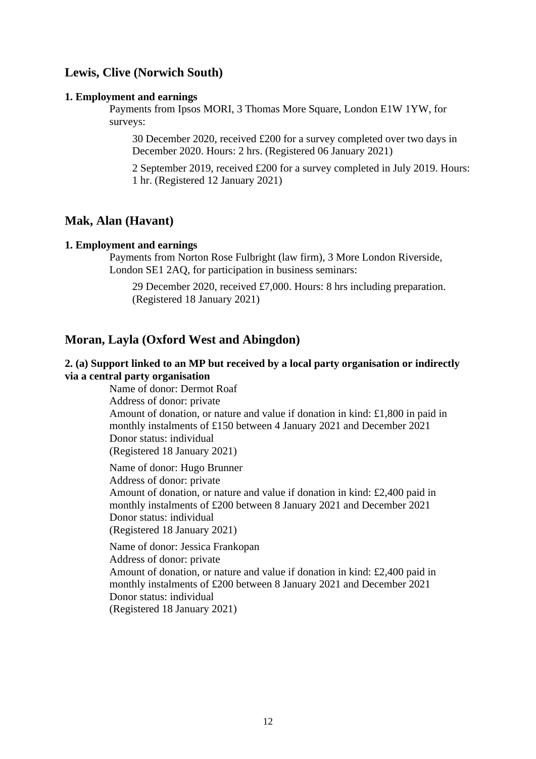## Lewis, Clive (Norwich South)

**1. Employment and earnings**

Payments from Ipsos MORI, 3 Thomas More Square, London E1W 1YW, for surveys:

30 December 2020, received £200 for a survey completed over two days in December 2020. Hours: 2 hrs. (Registered 06 January 2021)

2 September 2019, received £200 for a survey completed in July 2019. Hours: 1 hr. (Registered 12 January 2021)

## Mak, Alan (Havant)

**1. Employment and earnings**

Payments from Norton Rose Fulbright (law firm), 3 More London Riverside, London SE1 2AQ, for participation in business seminars:

29 December 2020, received £7,000. Hours: 8 hrs including preparation. (Registered 18 January 2021)

## Moran, Layla (Oxford West and Abingdon)

**2. (a) Support linked to an MP but received by a local party organisation or indirectly via a central party organisation**

Name of donor: Dermot Roaf
Address of donor: private
Amount of donation, or nature and value if donation in kind: £1,800 in paid in monthly instalments of £150 between 4 January 2021 and December 2021
Donor status: individual
(Registered 18 January 2021)

Name of donor: Hugo Brunner
Address of donor: private
Amount of donation, or nature and value if donation in kind: £2,400 paid in monthly instalments of £200 between 8 January 2021 and December 2021
Donor status: individual
(Registered 18 January 2021)

Name of donor: Jessica Frankopan
Address of donor: private
Amount of donation, or nature and value if donation in kind: £2,400 paid in monthly instalments of £200 between 8 January 2021 and December 2021
Donor status: individual
(Registered 18 January 2021)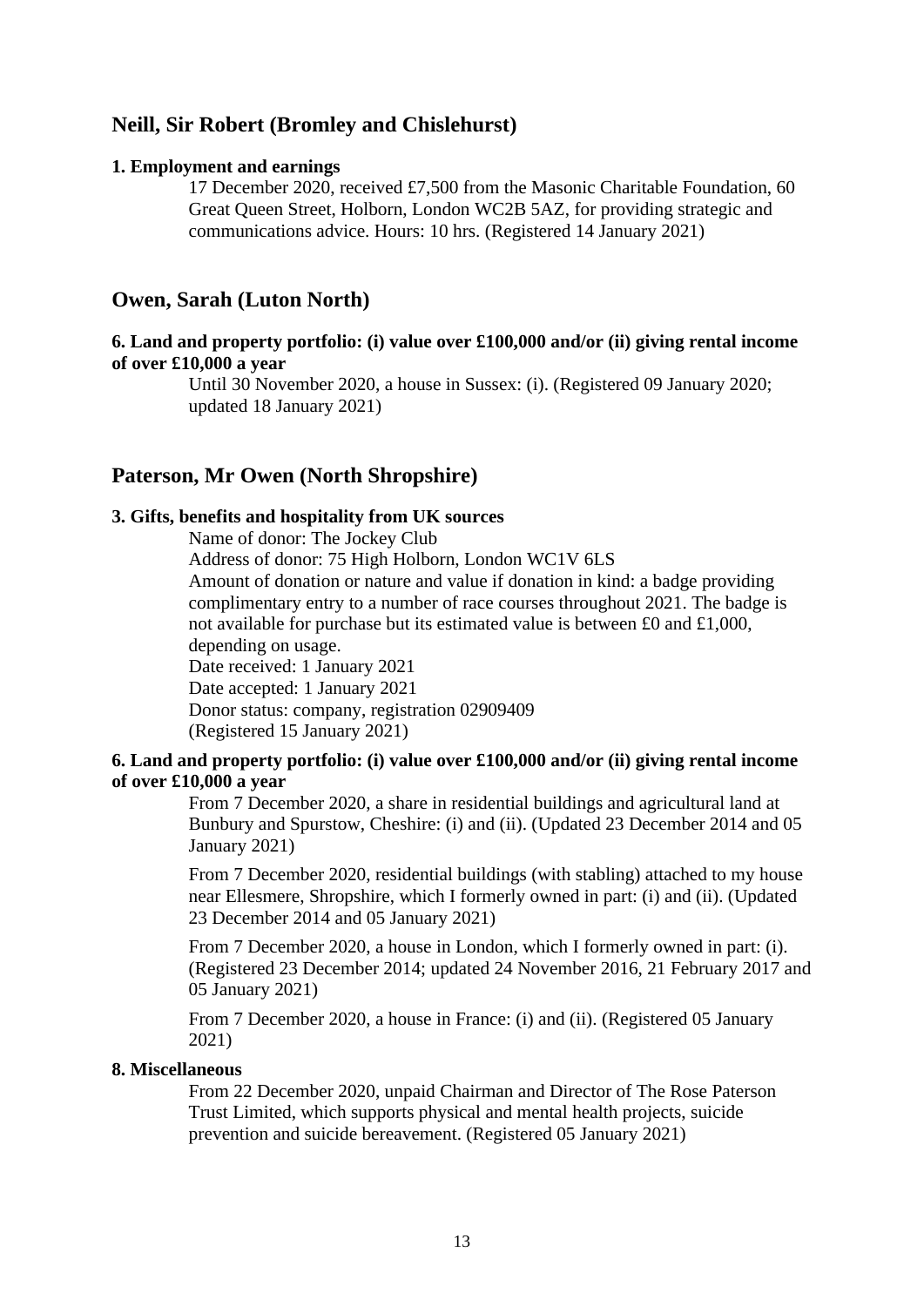## Neill, Sir Robert (Bromley and Chislehurst)

**1. Employment and earnings**

17 December 2020, received £7,500 from the Masonic Charitable Foundation, 60 Great Queen Street, Holborn, London WC2B 5AZ, for providing strategic and communications advice. Hours: 10 hrs. (Registered 14 January 2021)

## Owen, Sarah (Luton North)

**6. Land and property portfolio: (i) value over £100,000 and/or (ii) giving rental income of over £10,000 a year**

Until 30 November 2020, a house in Sussex: (i). (Registered 09 January 2020; updated 18 January 2021)

## Paterson, Mr Owen (North Shropshire)

**3. Gifts, benefits and hospitality from UK sources**

Name of donor: The Jockey Club
Address of donor: 75 High Holborn, London WC1V 6LS
Amount of donation or nature and value if donation in kind: a badge providing complimentary entry to a number of race courses throughout 2021. The badge is not available for purchase but its estimated value is between £0 and £1,000, depending on usage.
Date received: 1 January 2021
Date accepted: 1 January 2021
Donor status: company, registration 02909409
(Registered 15 January 2021)

**6. Land and property portfolio: (i) value over £100,000 and/or (ii) giving rental income of over £10,000 a year**

From 7 December 2020, a share in residential buildings and agricultural land at Bunbury and Spurstow, Cheshire: (i) and (ii). (Updated 23 December 2014 and 05 January 2021)

From 7 December 2020, residential buildings (with stabling) attached to my house near Ellesmere, Shropshire, which I formerly owned in part: (i) and (ii). (Updated 23 December 2014 and 05 January 2021)

From 7 December 2020, a house in London, which I formerly owned in part: (i). (Registered 23 December 2014; updated 24 November 2016, 21 February 2017 and 05 January 2021)

From 7 December 2020, a house in France: (i) and (ii). (Registered 05 January 2021)

**8. Miscellaneous**

From 22 December 2020, unpaid Chairman and Director of The Rose Paterson Trust Limited, which supports physical and mental health projects, suicide prevention and suicide bereavement. (Registered 05 January 2021)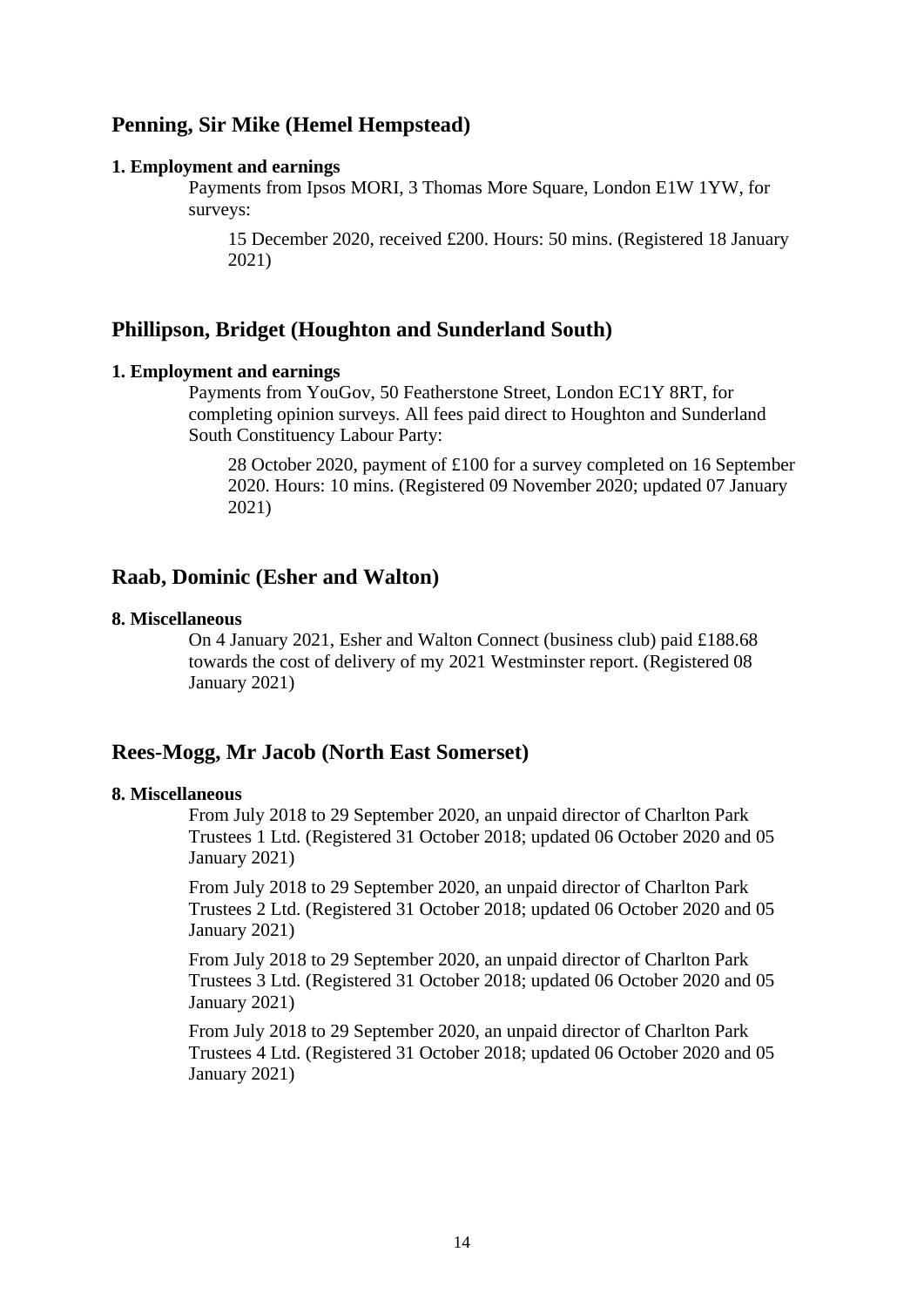## Penning, Sir Mike (Hemel Hempstead)

**1. Employment and earnings**

Payments from Ipsos MORI, 3 Thomas More Square, London E1W 1YW, for surveys:

15 December 2020, received £200. Hours: 50 mins. (Registered 18 January 2021)

## Phillipson, Bridget (Houghton and Sunderland South)

**1. Employment and earnings**

Payments from YouGov, 50 Featherstone Street, London EC1Y 8RT, for completing opinion surveys. All fees paid direct to Houghton and Sunderland South Constituency Labour Party:

28 October 2020, payment of £100 for a survey completed on 16 September 2020. Hours: 10 mins. (Registered 09 November 2020; updated 07 January 2021)

## Raab, Dominic (Esher and Walton)

**8. Miscellaneous**

On 4 January 2021, Esher and Walton Connect (business club) paid £188.68 towards the cost of delivery of my 2021 Westminster report. (Registered 08 January 2021)

## Rees-Mogg, Mr Jacob (North East Somerset)

**8. Miscellaneous**

From July 2018 to 29 September 2020, an unpaid director of Charlton Park Trustees 1 Ltd. (Registered 31 October 2018; updated 06 October 2020 and 05 January 2021)

From July 2018 to 29 September 2020, an unpaid director of Charlton Park Trustees 2 Ltd. (Registered 31 October 2018; updated 06 October 2020 and 05 January 2021)

From July 2018 to 29 September 2020, an unpaid director of Charlton Park Trustees 3 Ltd. (Registered 31 October 2018; updated 06 October 2020 and 05 January 2021)

From July 2018 to 29 September 2020, an unpaid director of Charlton Park Trustees 4 Ltd. (Registered 31 October 2018; updated 06 October 2020 and 05 January 2021)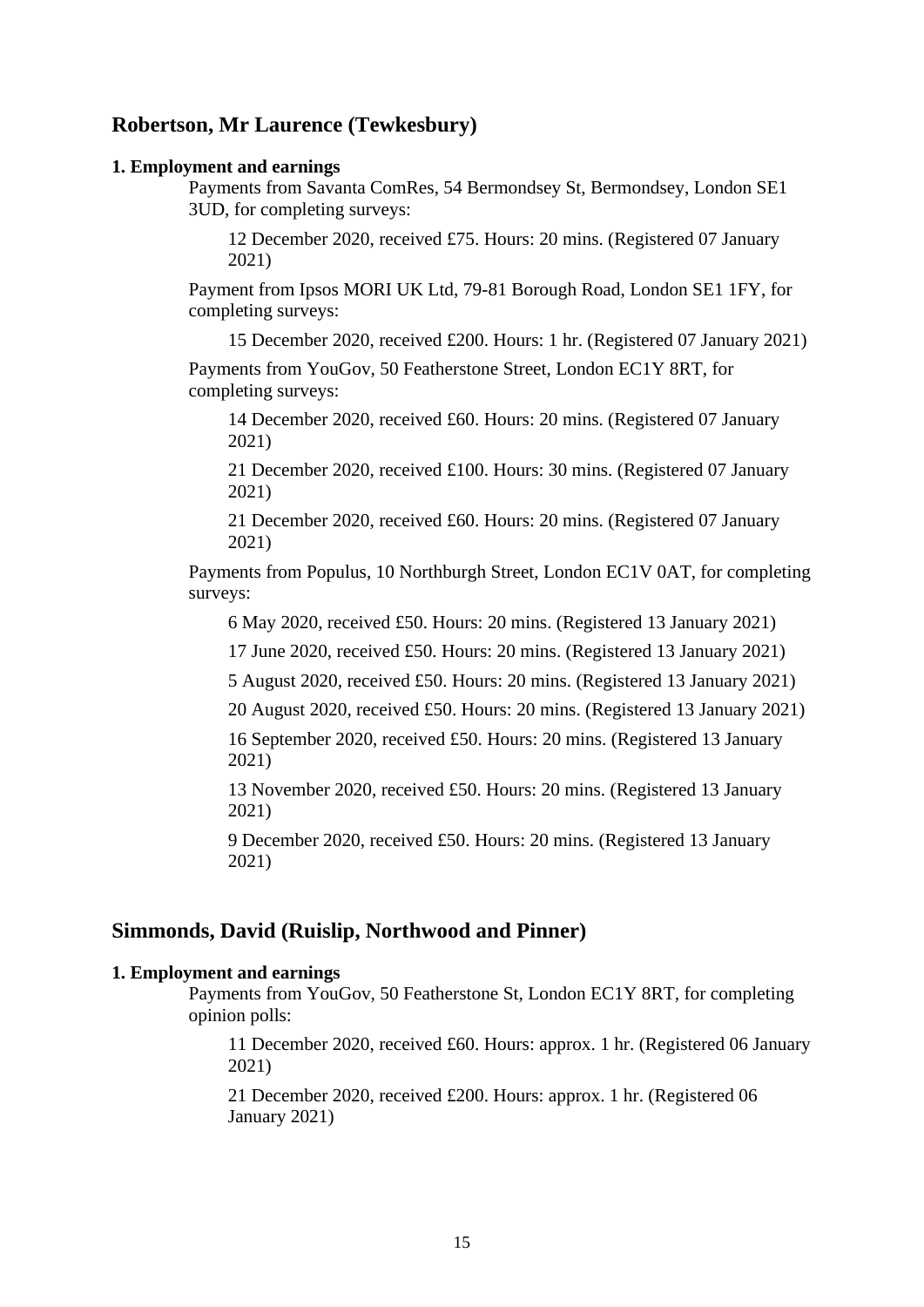## Robertson, Mr Laurence (Tewkesbury)

**1. Employment and earnings**

Payments from Savanta ComRes, 54 Bermondsey St, Bermondsey, London SE1 3UD, for completing surveys:

12 December 2020, received £75. Hours: 20 mins. (Registered 07 January 2021)

Payment from Ipsos MORI UK Ltd, 79-81 Borough Road, London SE1 1FY, for completing surveys:

15 December 2020, received £200. Hours: 1 hr. (Registered 07 January 2021)

Payments from YouGov, 50 Featherstone Street, London EC1Y 8RT, for completing surveys:

14 December 2020, received £60. Hours: 20 mins. (Registered 07 January 2021)

21 December 2020, received £100. Hours: 30 mins. (Registered 07 January 2021)

21 December 2020, received £60. Hours: 20 mins. (Registered 07 January 2021)

Payments from Populus, 10 Northburgh Street, London EC1V 0AT, for completing surveys:

6 May 2020, received £50. Hours: 20 mins. (Registered 13 January 2021)

17 June 2020, received £50. Hours: 20 mins. (Registered 13 January 2021)

5 August 2020, received £50. Hours: 20 mins. (Registered 13 January 2021)

20 August 2020, received £50. Hours: 20 mins. (Registered 13 January 2021)

16 September 2020, received £50. Hours: 20 mins. (Registered 13 January 2021)

13 November 2020, received £50. Hours: 20 mins. (Registered 13 January 2021)

9 December 2020, received £50. Hours: 20 mins. (Registered 13 January 2021)

## Simmonds, David (Ruislip, Northwood and Pinner)

**1. Employment and earnings**

Payments from YouGov, 50 Featherstone St, London EC1Y 8RT, for completing opinion polls:

11 December 2020, received £60. Hours: approx. 1 hr. (Registered 06 January 2021)

21 December 2020, received £200. Hours: approx. 1 hr. (Registered 06 January 2021)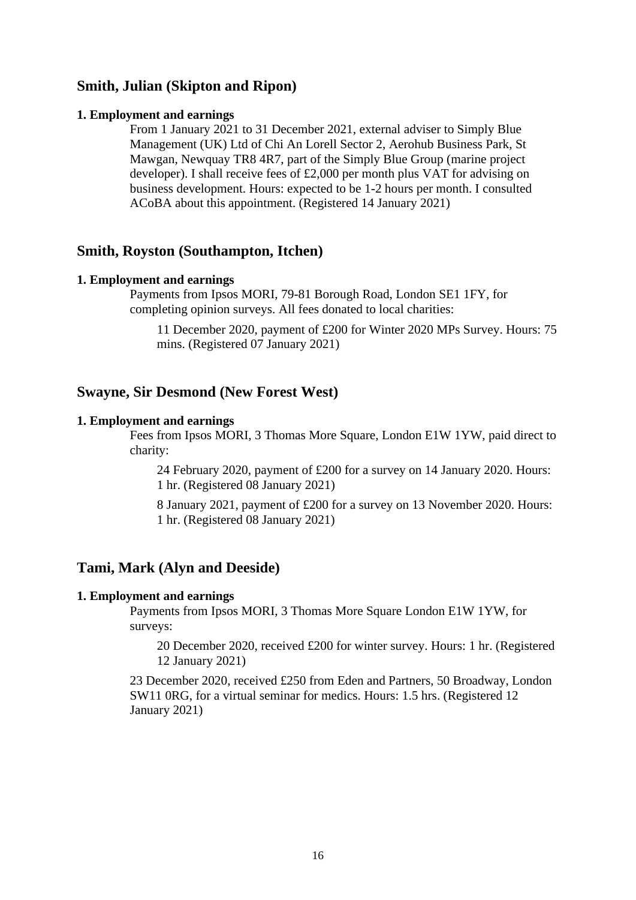## Smith, Julian (Skipton and Ripon)

**1. Employment and earnings**

From 1 January 2021 to 31 December 2021, external adviser to Simply Blue Management (UK) Ltd of Chi An Lorell Sector 2, Aerohub Business Park, St Mawgan, Newquay TR8 4R7, part of the Simply Blue Group (marine project developer). I shall receive fees of £2,000 per month plus VAT for advising on business development. Hours: expected to be 1-2 hours per month. I consulted ACoBA about this appointment. (Registered 14 January 2021)

## Smith, Royston (Southampton, Itchen)

**1. Employment and earnings**

Payments from Ipsos MORI, 79-81 Borough Road, London SE1 1FY, for completing opinion surveys. All fees donated to local charities:

> 11 December 2020, payment of £200 for Winter 2020 MPs Survey. Hours: 75 mins. (Registered 07 January 2021)

## Swayne, Sir Desmond (New Forest West)

**1. Employment and earnings**

Fees from Ipsos MORI, 3 Thomas More Square, London E1W 1YW, paid direct to charity:

> 24 February 2020, payment of £200 for a survey on 14 January 2020. Hours: 1 hr. (Registered 08 January 2021)
>
> 8 January 2021, payment of £200 for a survey on 13 November 2020. Hours: 1 hr. (Registered 08 January 2021)

## Tami, Mark (Alyn and Deeside)

**1. Employment and earnings**

Payments from Ipsos MORI, 3 Thomas More Square London E1W 1YW, for surveys:

> 20 December 2020, received £200 for winter survey. Hours: 1 hr. (Registered 12 January 2021)

23 December 2020, received £250 from Eden and Partners, 50 Broadway, London SW11 0RG, for a virtual seminar for medics. Hours: 1.5 hrs. (Registered 12 January 2021)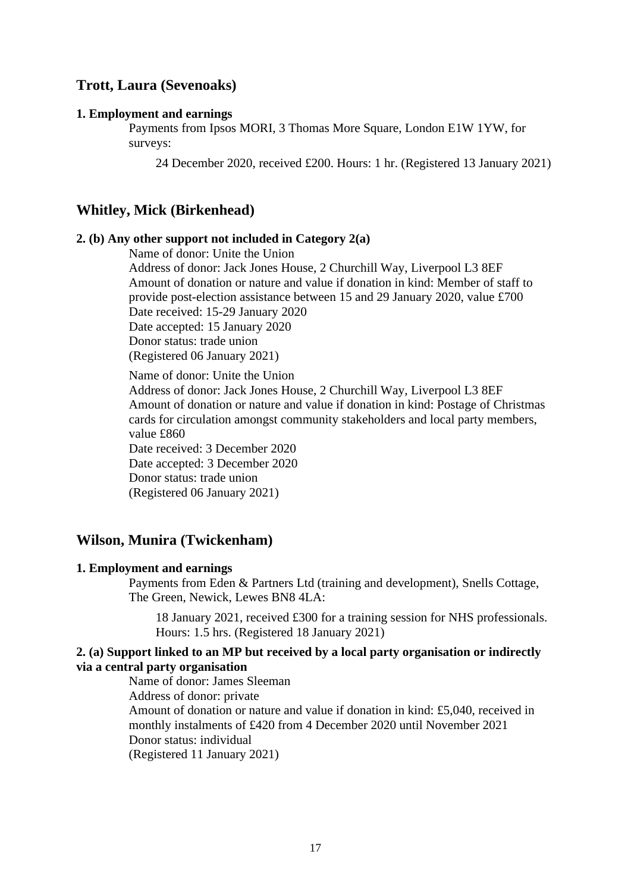## Trott, Laura (Sevenoaks)

**1. Employment and earnings**

Payments from Ipsos MORI, 3 Thomas More Square, London E1W 1YW, for surveys:

24 December 2020, received £200. Hours: 1 hr. (Registered 13 January 2021)

## Whitley, Mick (Birkenhead)

**2. (b) Any other support not included in Category 2(a)**

Name of donor: Unite the Union
Address of donor: Jack Jones House, 2 Churchill Way, Liverpool L3 8EF
Amount of donation or nature and value if donation in kind: Member of staff to provide post-election assistance between 15 and 29 January 2020, value £700
Date received: 15-29 January 2020
Date accepted: 15 January 2020
Donor status: trade union
(Registered 06 January 2021)

Name of donor: Unite the Union
Address of donor: Jack Jones House, 2 Churchill Way, Liverpool L3 8EF
Amount of donation or nature and value if donation in kind: Postage of Christmas cards for circulation amongst community stakeholders and local party members, value £860
Date received: 3 December 2020
Date accepted: 3 December 2020
Donor status: trade union
(Registered 06 January 2021)

## Wilson, Munira (Twickenham)

**1. Employment and earnings**

Payments from Eden & Partners Ltd (training and development), Snells Cottage, The Green, Newick, Lewes BN8 4LA:

18 January 2021, received £300 for a training session for NHS professionals. Hours: 1.5 hrs. (Registered 18 January 2021)

**2. (a) Support linked to an MP but received by a local party organisation or indirectly via a central party organisation**

Name of donor: James Sleeman
Address of donor: private
Amount of donation or nature and value if donation in kind: £5,040, received in monthly instalments of £420 from 4 December 2020 until November 2021
Donor status: individual
(Registered 11 January 2021)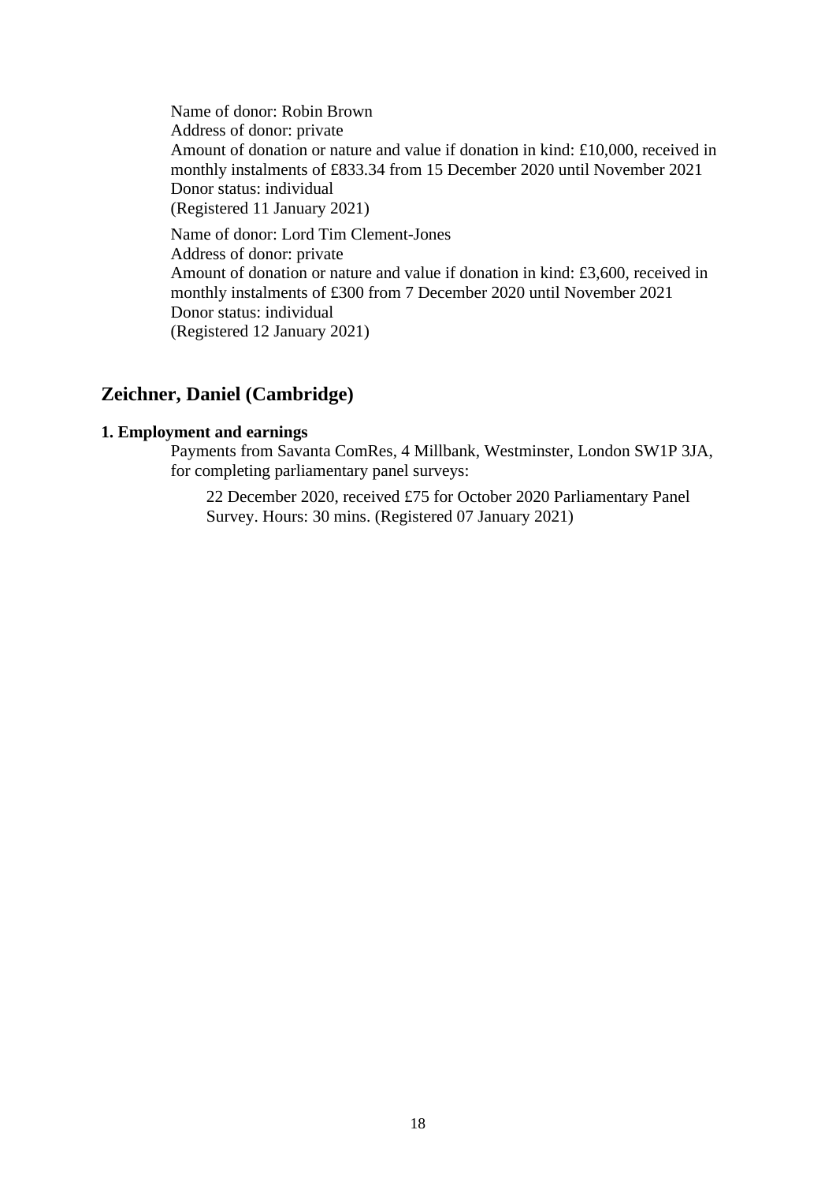Name of donor: Robin Brown
Address of donor: private
Amount of donation or nature and value if donation in kind: £10,000, received in monthly instalments of £833.34 from 15 December 2020 until November 2021
Donor status: individual
(Registered 11 January 2021)

Name of donor: Lord Tim Clement-Jones
Address of donor: private
Amount of donation or nature and value if donation in kind: £3,600, received in monthly instalments of £300 from 7 December 2020 until November 2021
Donor status: individual
(Registered 12 January 2021)

## Zeichner, Daniel (Cambridge)

### 1. Employment and earnings

Payments from Savanta ComRes, 4 Millbank, Westminster, London SW1P 3JA, for completing parliamentary panel surveys:

22 December 2020, received £75 for October 2020 Parliamentary Panel Survey. Hours: 30 mins. (Registered 07 January 2021)